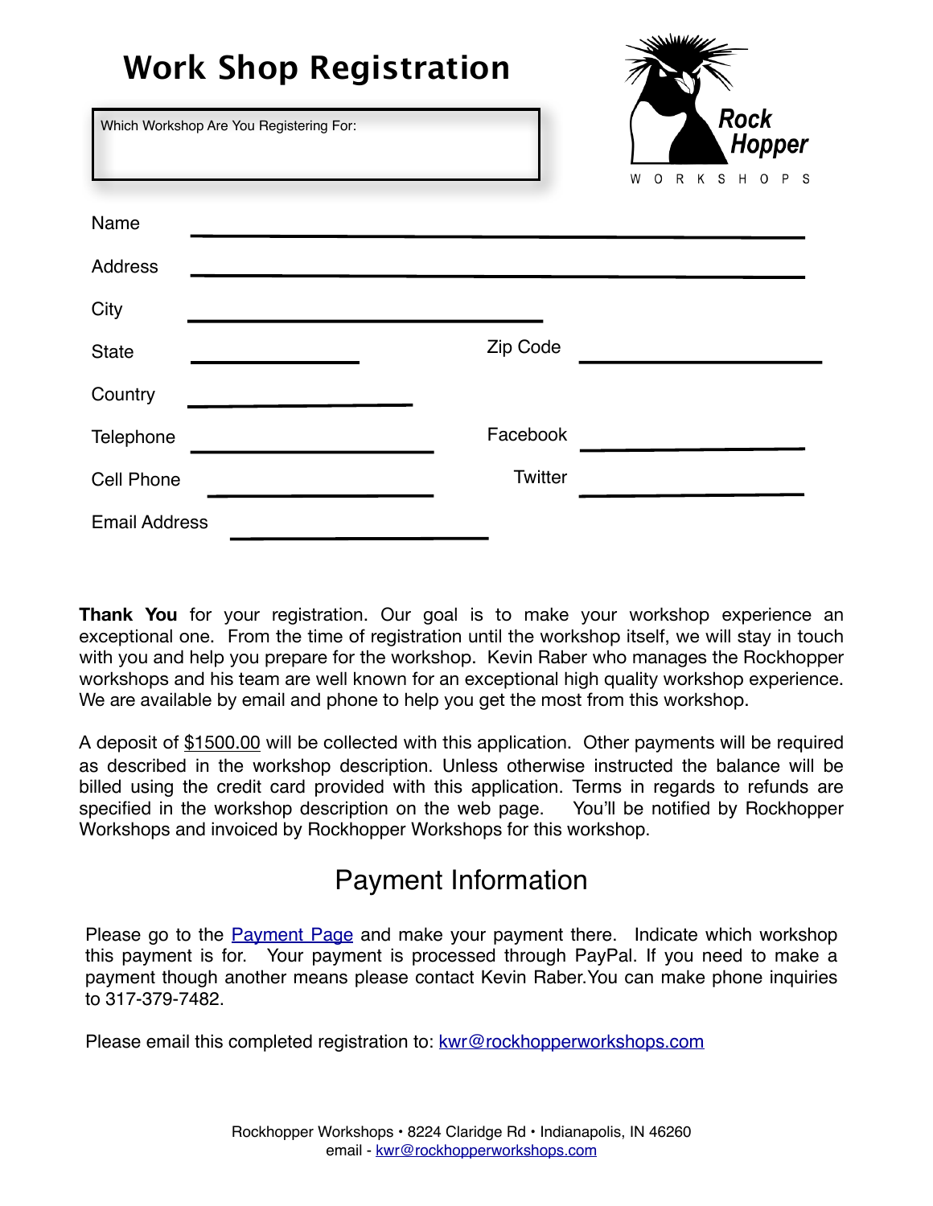# Work Shop Registration

Rock Hopper WORKSHOPS

Which Workshop Are You Registering For:

Name \_\_\_\_\_\_\_\_\_\_\_\_\_\_\_\_\_\_\_\_\_\_\_\_\_\_\_\_\_\_\_\_\_\_\_\_\_\_\_\_

Address \_\_\_\_\_\_\_\_\_\_\_\_\_\_\_\_\_\_\_\_\_\_\_\_\_\_\_\_\_\_\_\_\_\_\_\_\_\_\_\_

City \_\_\_\_\_\_\_\_\_\_\_\_\_\_\_\_\_\_\_\_\_\_\_\_

State \_\_\_\_\_\_\_\_\_\_\_\_ Zip Code \_\_\_\_\_\_\_\_\_\_\_\_\_\_\_\_

Country \_\_\_\_\_\_\_\_\_\_\_\_\_\_\_\_

Telephone \_\_\_\_\_\_\_\_\_\_\_\_\_\_\_\_ Facebook \_\_\_\_\_\_\_\_\_\_\_\_\_\_\_\_

Cell Phone \_\_\_\_\_\_\_\_\_\_\_\_\_\_\_\_ Twitter \_\_\_\_\_\_\_\_\_\_\_\_\_\_\_\_

Email Address \_\_\_\_\_\_\_\_\_\_\_\_\_\_\_\_\_\_

**Thank You** for your registration. Our goal is to make your workshop experience an exceptional one. From the time of registration until the workshop itself, we will stay in touch with you and help you prepare for the workshop. Kevin Raber who manages the Rockhopper workshops and his team are well known for an exceptional high quality workshop experience. We are available by email and phone to help you get the most from this workshop.

A deposit of $1500.00 will be collected with this application. Other payments will be required as described in the workshop description. Unless otherwise instructed the balance will be billed using the credit card provided with this application. Terms in regards to refunds are specified in the workshop description on the web page. You'll be notified by Rockhopper Workshops and invoiced by Rockhopper Workshops for this workshop.

## Payment Information

Please go to the Payment Page and make your payment there. Indicate which workshop this payment is for. Your payment is processed through PayPal. If you need to make a payment though another means please contact Kevin Raber.You can make phone inquiries to 317-379-7482.

Please email this completed registration to: kwr@rockhopperworkshops.com

Rockhopper Workshops • 8224 Claridge Rd • Indianapolis, IN 46260
email - kwr@rockhopperworkshops.com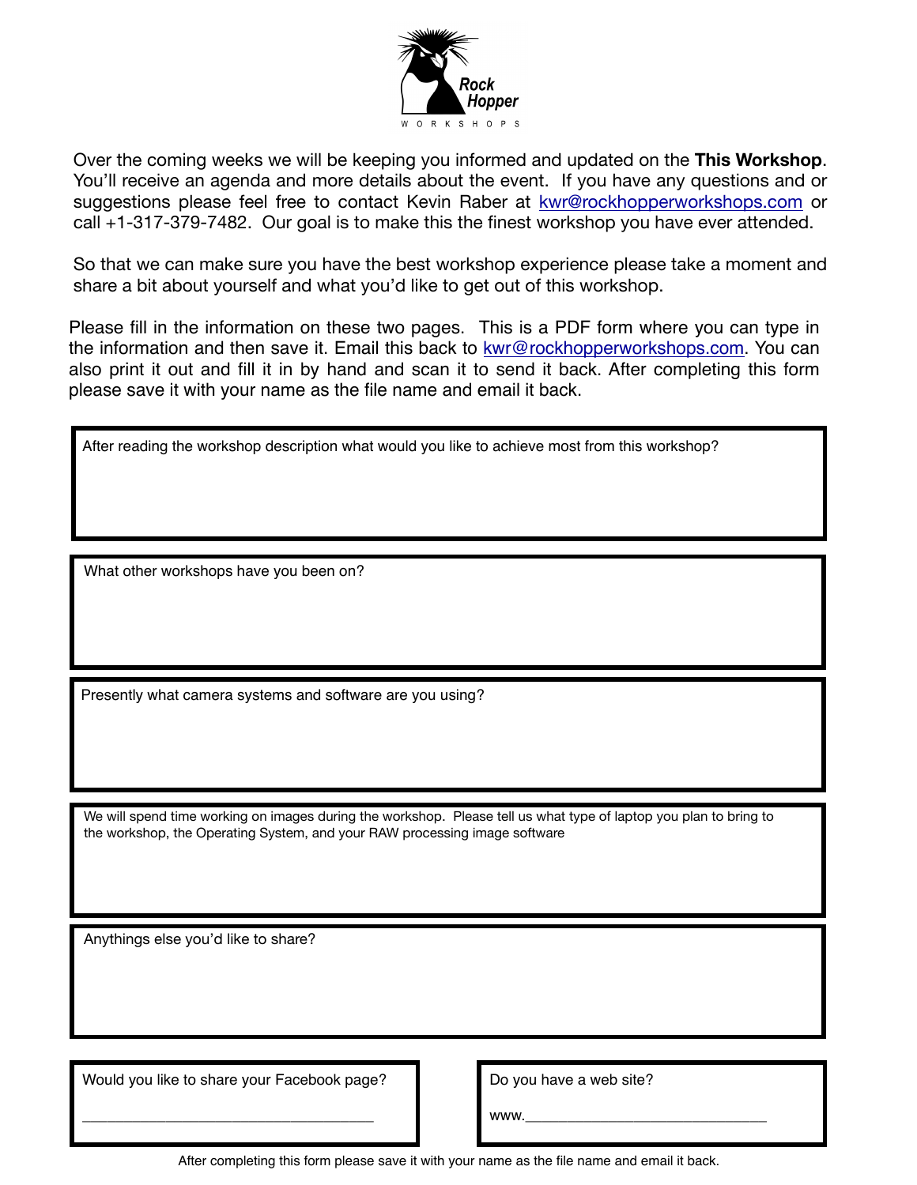Rock Hopper

WORKSHOPS

Over the coming weeks we will be keeping you informed and updated on the **This Workshop**. You'll receive an agenda and more details about the event. If you have any questions and or suggestions please feel free to contact Kevin Raber at kwr@rockhopperworkshops.com or call +1-317-379-7482. Our goal is to make this the finest workshop you have ever attended.

So that we can make sure you have the best workshop experience please take a moment and share a bit about yourself and what you'd like to get out of this workshop.

Please fill in the information on these two pages. This is a PDF form where you can type in the information and then save it. Email this back to kwr@rockhopperworkshops.com. You can also print it out and fill it in by hand and scan it to send it back. After completing this form please save it with your name as the file name and email it back.

After reading the workshop description what would you like to achieve most from this workshop?

What other workshops have you been on?

Presently what camera systems and software are you using?

We will spend time working on images during the workshop. Please tell us what type of laptop you plan to bring to the workshop, the Operating System, and your RAW processing image software

Anythings else you'd like to share?

Would you like to share your Facebook page?

___________________________________

Do you have a web site?

www.____________________________

After completing this form please save it with your name as the file name and email it back.